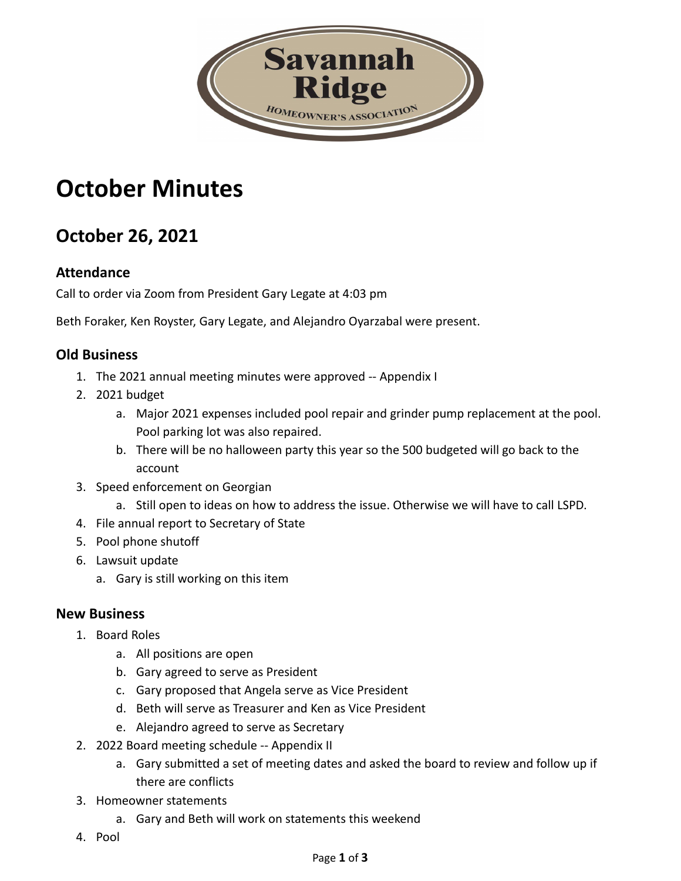Savannah Ridge

HOMEOWNER'S ASSOCIATION

# October Minutes

## October 26, 2021

### Attendance

Call to order via Zoom from President Gary Legate at 4:03 pm

Beth Foraker, Ken Royster, Gary Legate, and Alejandro Oyarzabal were present.

### Old Business

1. The 2021 annual meeting minutes were approved -- Appendix I
2. 2021 budget
   a. Major 2021 expenses included pool repair and grinder pump replacement at the pool. Pool parking lot was also repaired.
   b. There will be no halloween party this year so the 500 budgeted will go back to the account
3. Speed enforcement on Georgian
   a. Still open to ideas on how to address the issue. Otherwise we will have to call LSPD.
4. File annual report to Secretary of State
5. Pool phone shutoff
6. Lawsuit update
   a. Gary is still working on this item

### New Business

1. Board Roles
   a. All positions are open
   b. Gary agreed to serve as President
   c. Gary proposed that Angela serve as Vice President
   d. Beth will serve as Treasurer and Ken as Vice President
   e. Alejandro agreed to serve as Secretary
2. 2022 Board meeting schedule -- Appendix II
   a. Gary submitted a set of meeting dates and asked the board to review and follow up if there are conflicts
3. Homeowner statements
   a. Gary and Beth will work on statements this weekend
4. Pool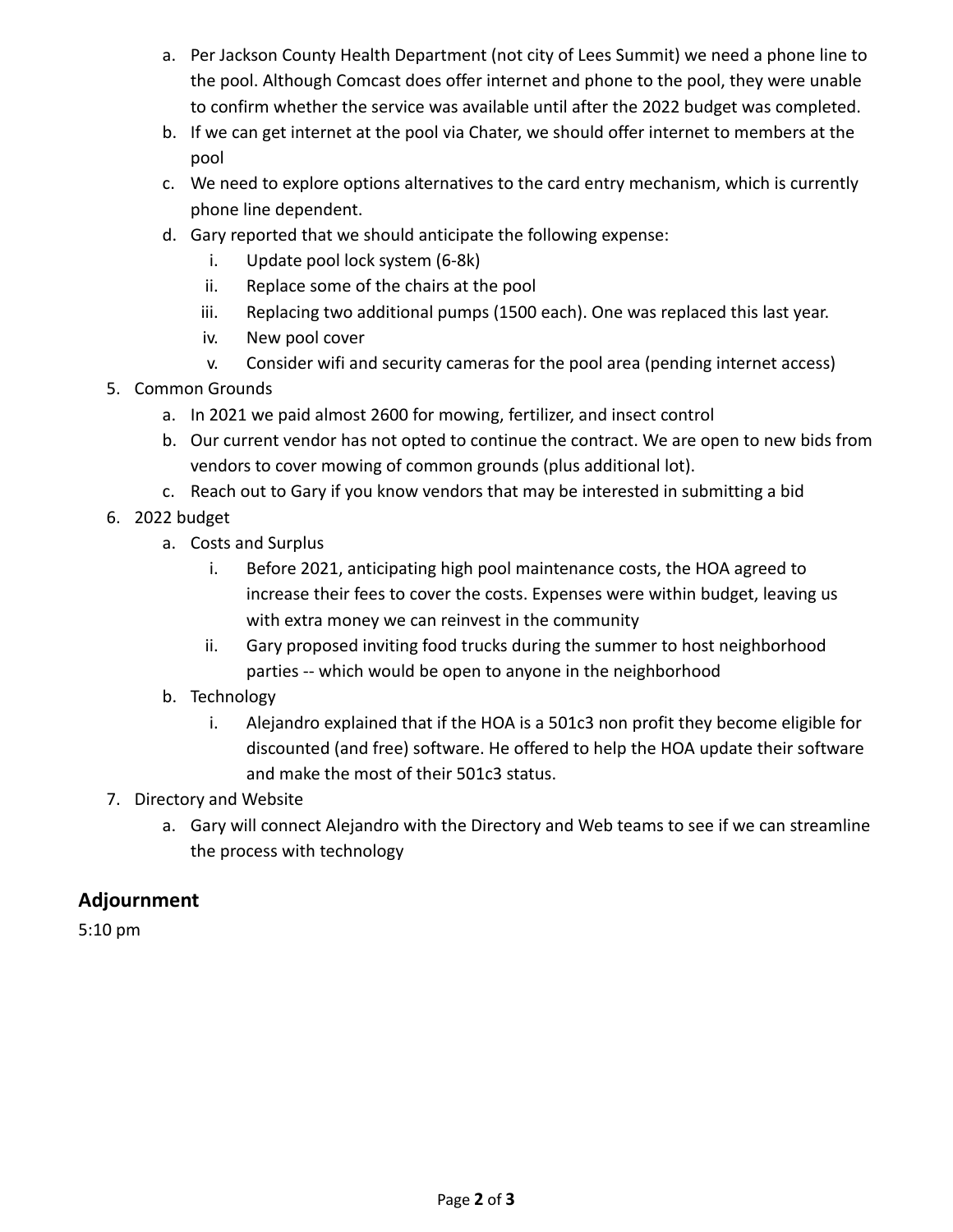a. Per Jackson County Health Department (not city of Lees Summit) we need a phone line to the pool. Although Comcast does offer internet and phone to the pool, they were unable to confirm whether the service was available until after the 2022 budget was completed.
b. If we can get internet at the pool via Chater, we should offer internet to members at the pool
c. We need to explore options alternatives to the card entry mechanism, which is currently phone line dependent.
d. Gary reported that we should anticipate the following expense:
    i. Update pool lock system (6-8k)
    ii. Replace some of the chairs at the pool
    iii. Replacing two additional pumps (1500 each). One was replaced this last year.
    iv. New pool cover
    v. Consider wifi and security cameras for the pool area (pending internet access)

5. Common Grounds
    a. In 2021 we paid almost 2600 for mowing, fertilizer, and insect control
    b. Our current vendor has not opted to continue the contract. We are open to new bids from vendors to cover mowing of common grounds (plus additional lot).
    c. Reach out to Gary if you know vendors that may be interested in submitting a bid
6. 2022 budget
    a. Costs and Surplus
        i. Before 2021, anticipating high pool maintenance costs, the HOA agreed to increase their fees to cover the costs. Expenses were within budget, leaving us with extra money we can reinvest in the community
        ii. Gary proposed inviting food trucks during the summer to host neighborhood parties -- which would be open to anyone in the neighborhood
    b. Technology
        i. Alejandro explained that if the HOA is a 501c3 non profit they become eligible for discounted (and free) software. He offered to help the HOA update their software and make the most of their 501c3 status.
7. Directory and Website
    a. Gary will connect Alejandro with the Directory and Web teams to see if we can streamline the process with technology

## Adjournment

5:10 pm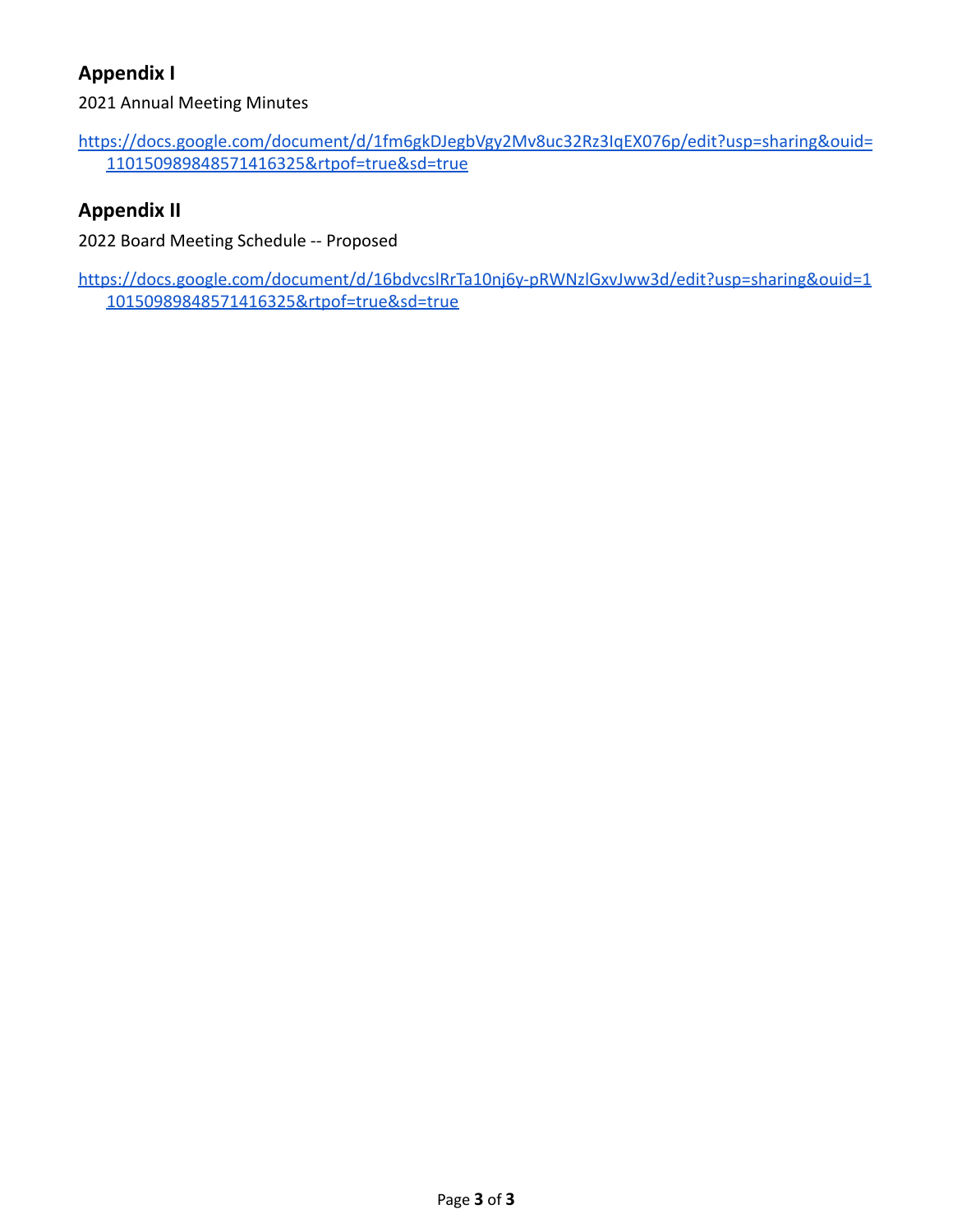## Appendix I

2021 Annual Meeting Minutes

https://docs.google.com/document/d/1fm6gkDJegbVgy2Mv8uc32Rz3IqEX076p/edit?usp=sharing&ouid=110150989848571416325&rtpof=true&sd=true

## Appendix II

2022 Board Meeting Schedule -- Proposed

https://docs.google.com/document/d/16bdvcslRrTa10nj6y-pRWNzlGxvJww3d/edit?usp=sharing&ouid=110150989848571416325&rtpof=true&sd=true